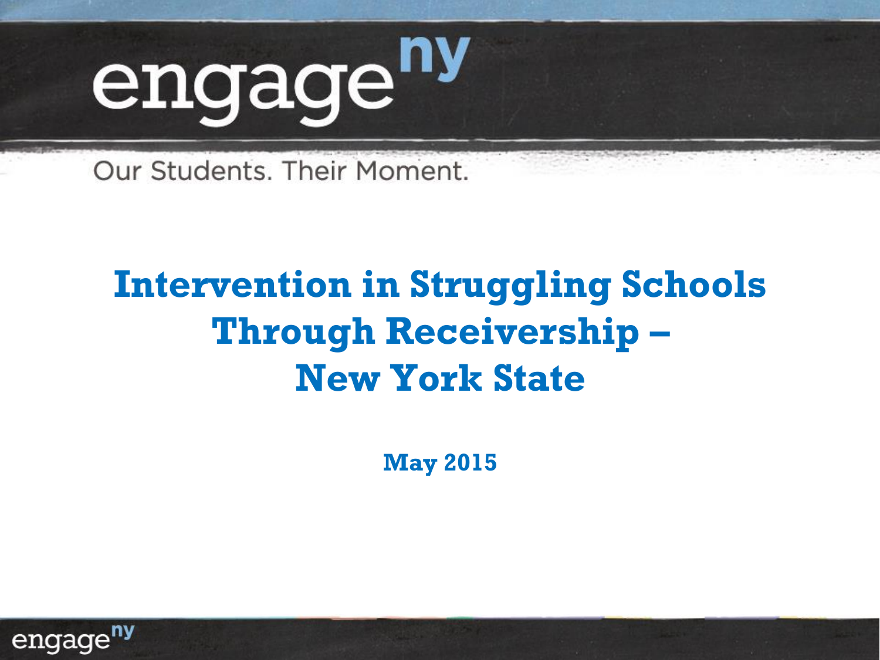engage^ny

Our Students. Their Moment.

# Intervention in Struggling Schools Through Receivership – New York State

**May 2015**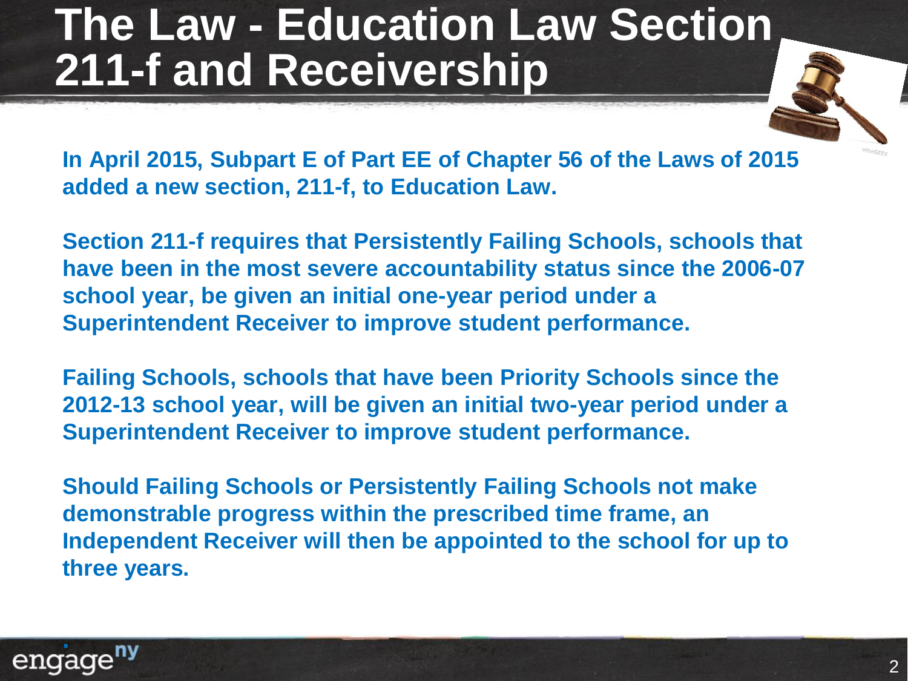# The Law - Education Law Section 211-f and Receivership

**In April 2015, Subpart E of Part EE of Chapter 56 of the Laws of 2015 added a new section, 211-f, to Education Law.**

**Section 211-f requires that Persistently Failing Schools, schools that have been in the most severe accountability status since the 2006-07 school year, be given an initial one-year period under a Superintendent Receiver to improve student performance.**

**Failing Schools, schools that have been Priority Schools since the 2012-13 school year, will be given an initial two-year period under a Superintendent Receiver to improve student performance.**

**Should Failing Schools or Persistently Failing Schools not make demonstrable progress within the prescribed time frame, an Independent Receiver will then be appointed to the school for up to three years.**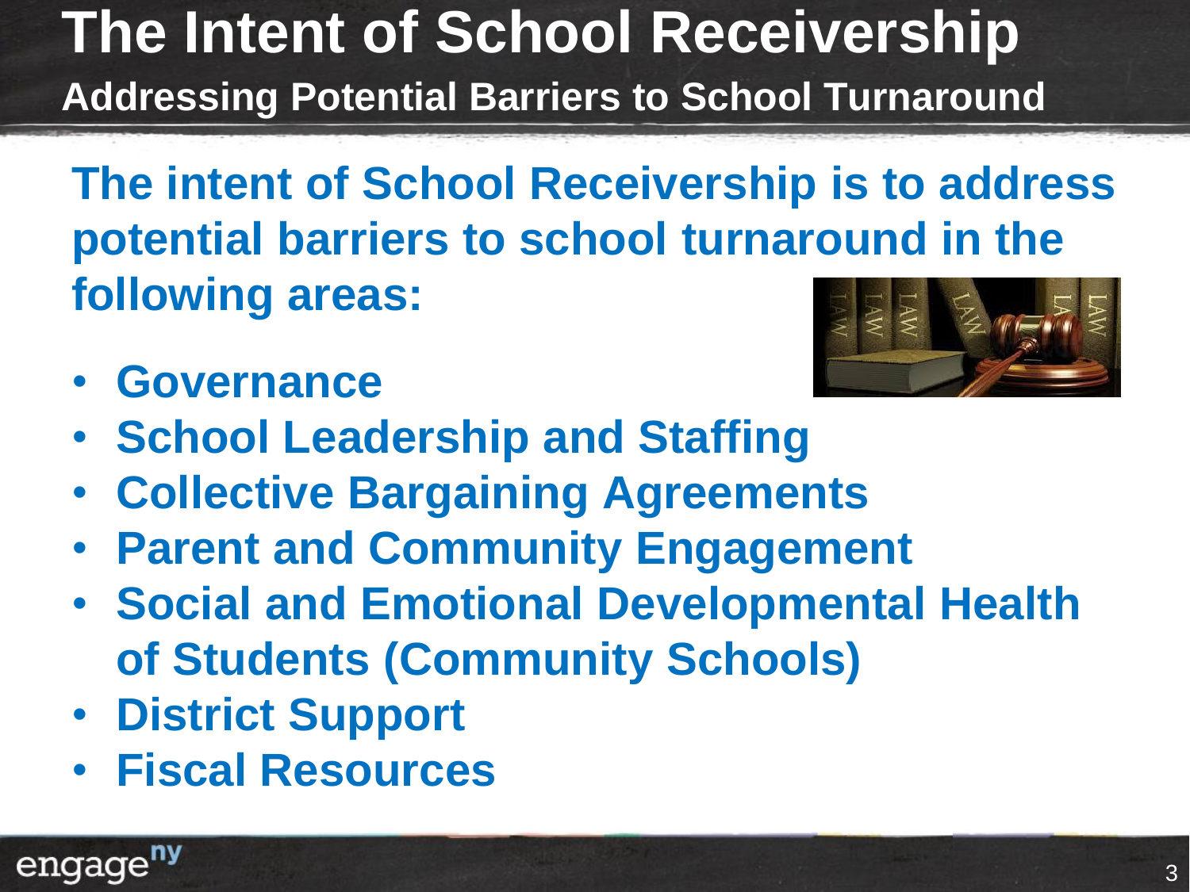# The Intent of School Receivership

## Addressing Potential Barriers to School Turnaround

**The intent of School Receivership is to address potential barriers to school turnaround in the following areas:**

- **Governance**
- **School Leadership and Staffing**
- **Collective Bargaining Agreements**
- **Parent and Community Engagement**
- **Social and Emotional Developmental Health of Students (Community Schools)**
- **District Support**
- **Fiscal Resources**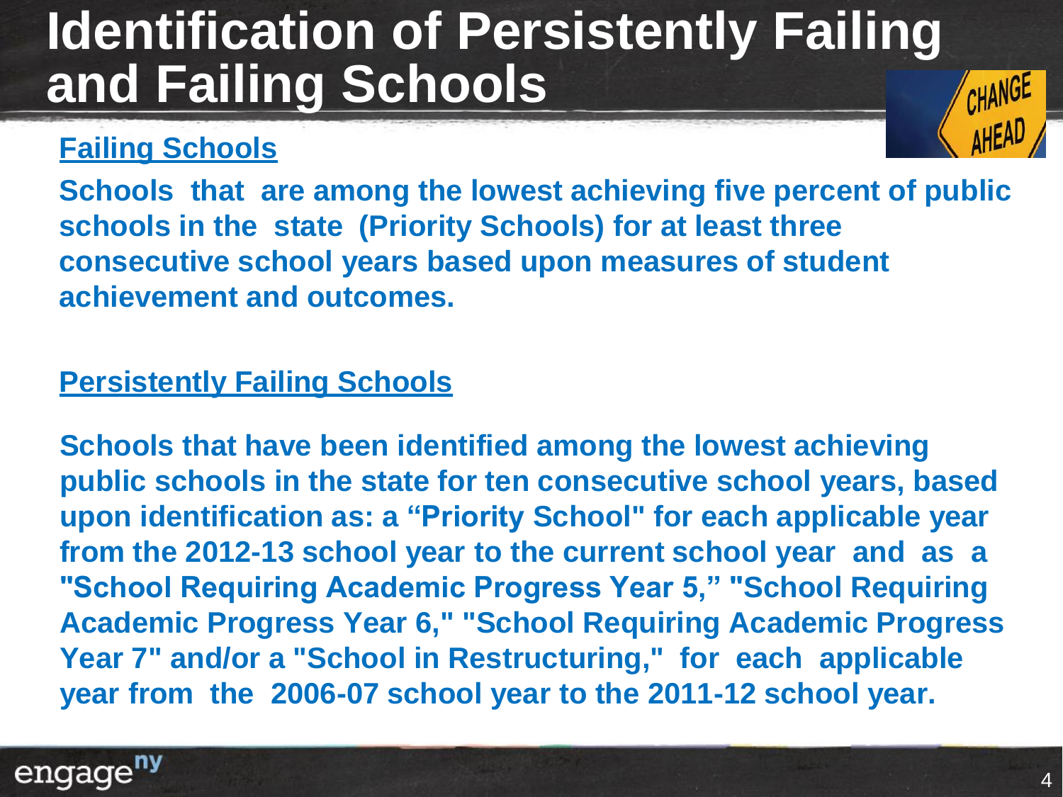# Identification of Persistently Failing and Failing Schools

## Failing Schools

**Schools that are among the lowest achieving five percent of public schools in the state (Priority Schools) for at least three consecutive school years based upon measures of student achievement and outcomes.**

## Persistently Failing Schools

**Schools that have been identified among the lowest achieving public schools in the state for ten consecutive school years, based upon identification as: a "Priority School" for each applicable year from the 2012-13 school year to the current school year and as a "School Requiring Academic Progress Year 5," "School Requiring Academic Progress Year 6," "School Requiring Academic Progress Year 7" and/or a "School in Restructuring," for each applicable year from the 2006-07 school year to the 2011-12 school year.**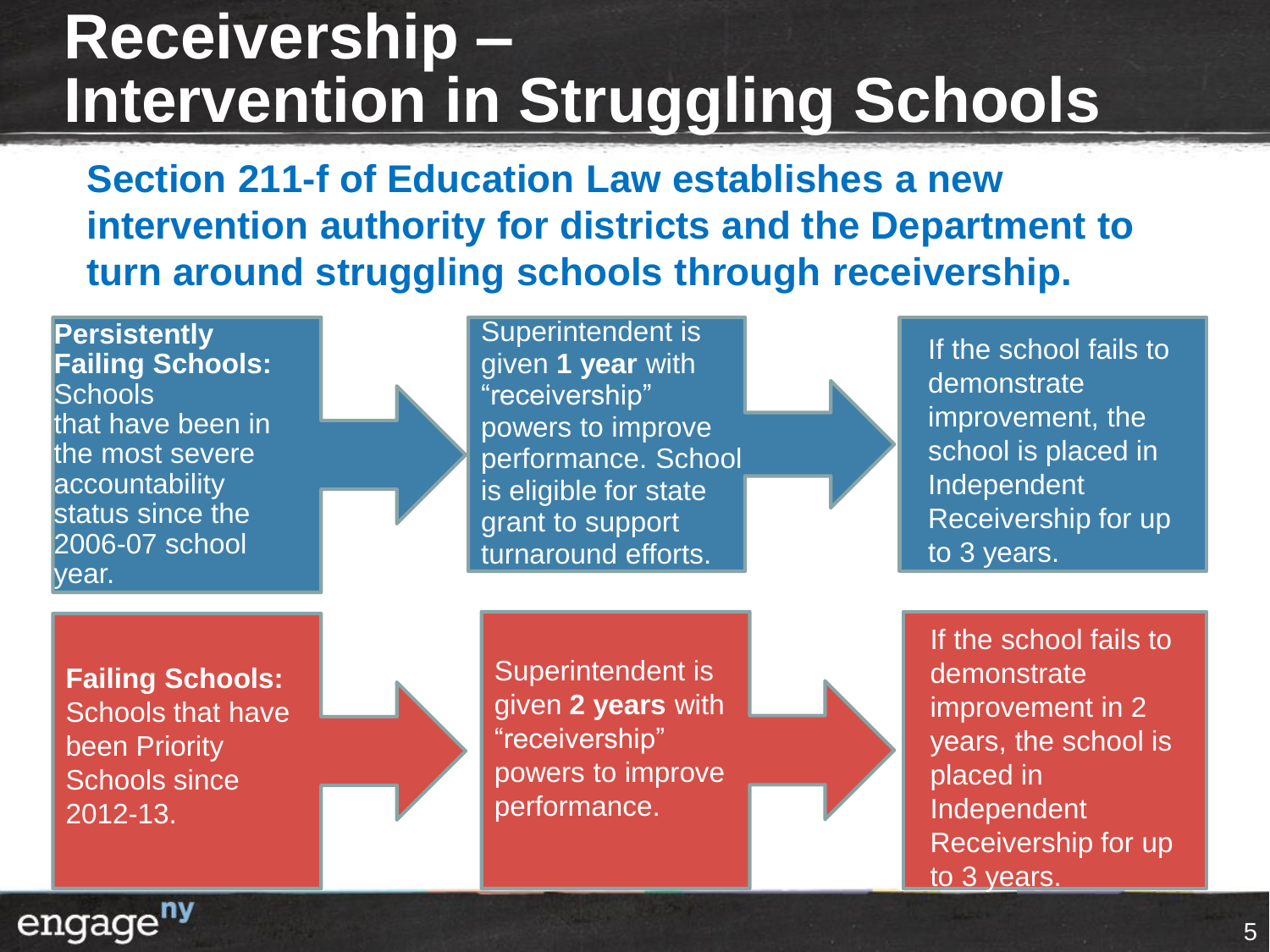# Receivership – Intervention in Struggling Schools

**Section 211-f of Education Law establishes a new intervention authority for districts and the Department to turn around struggling schools through receivership.**

**Persistently Failing Schools:** Schools that have been in the most severe accountability status since the 2006-07 school year.

→ Superintendent is given **1 year** with "receivership" powers to improve performance. School is eligible for state grant to support turnaround efforts.

→ If the school fails to demonstrate improvement, the school is placed in Independent Receivership for up to 3 years.

**Failing Schools:** Schools that have been Priority Schools since 2012-13.

→ Superintendent is given **2 years** with "receivership" powers to improve performance.

→ If the school fails to demonstrate improvement in 2 years, the school is placed in Independent Receivership for up to 3 years.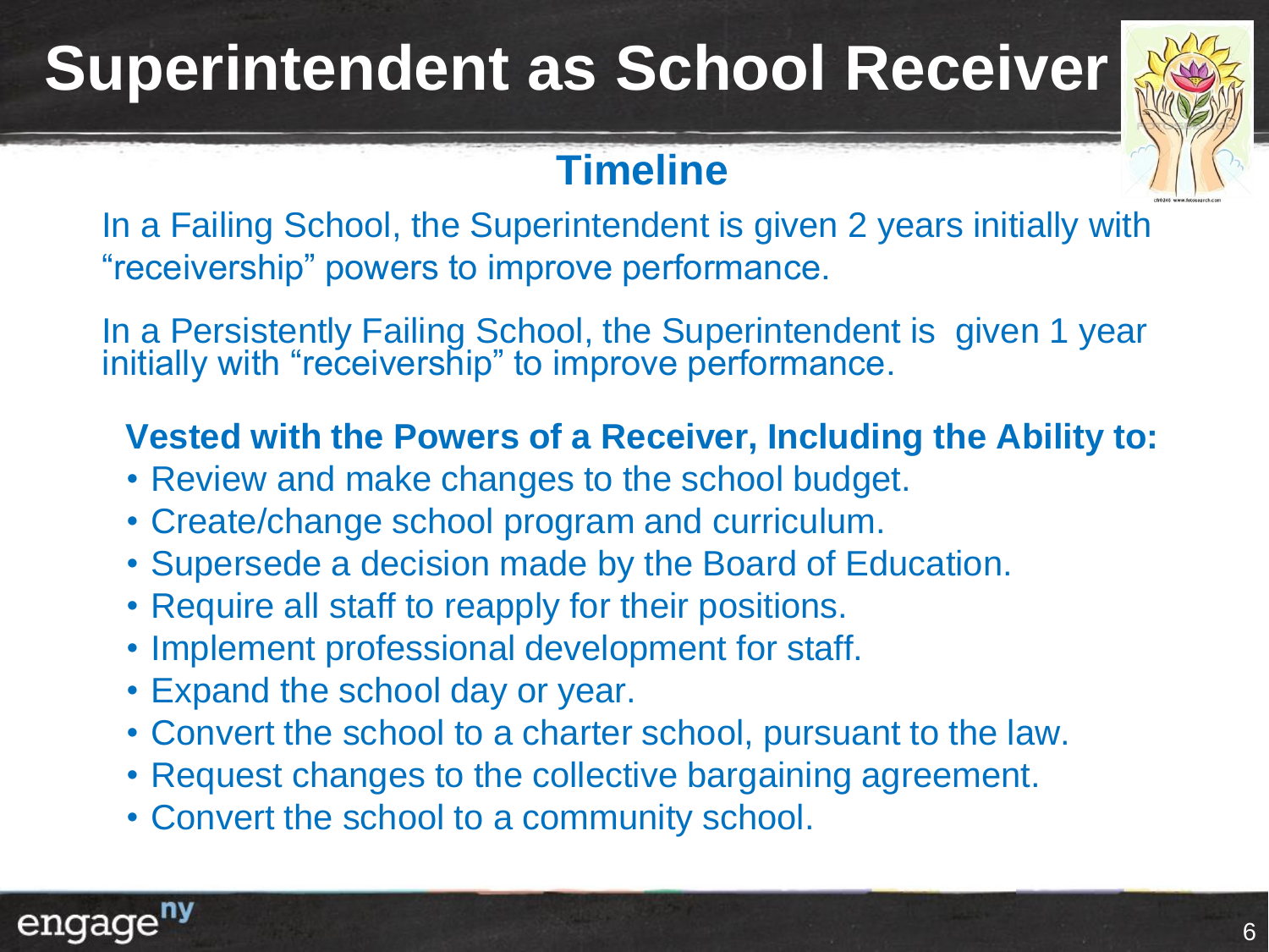# Superintendent as School Receiver

## Timeline

In a Failing School, the Superintendent is given 2 years initially with "receivership" powers to improve performance.

In a Persistently Failing School, the Superintendent is given 1 year initially with "receivership" to improve performance.

**Vested with the Powers of a Receiver, Including the Ability to:**

- Review and make changes to the school budget.
- Create/change school program and curriculum.
- Supersede a decision made by the Board of Education.
- Require all staff to reapply for their positions.
- Implement professional development for staff.
- Expand the school day or year.
- Convert the school to a charter school, pursuant to the law.
- Request changes to the collective bargaining agreement.
- Convert the school to a community school.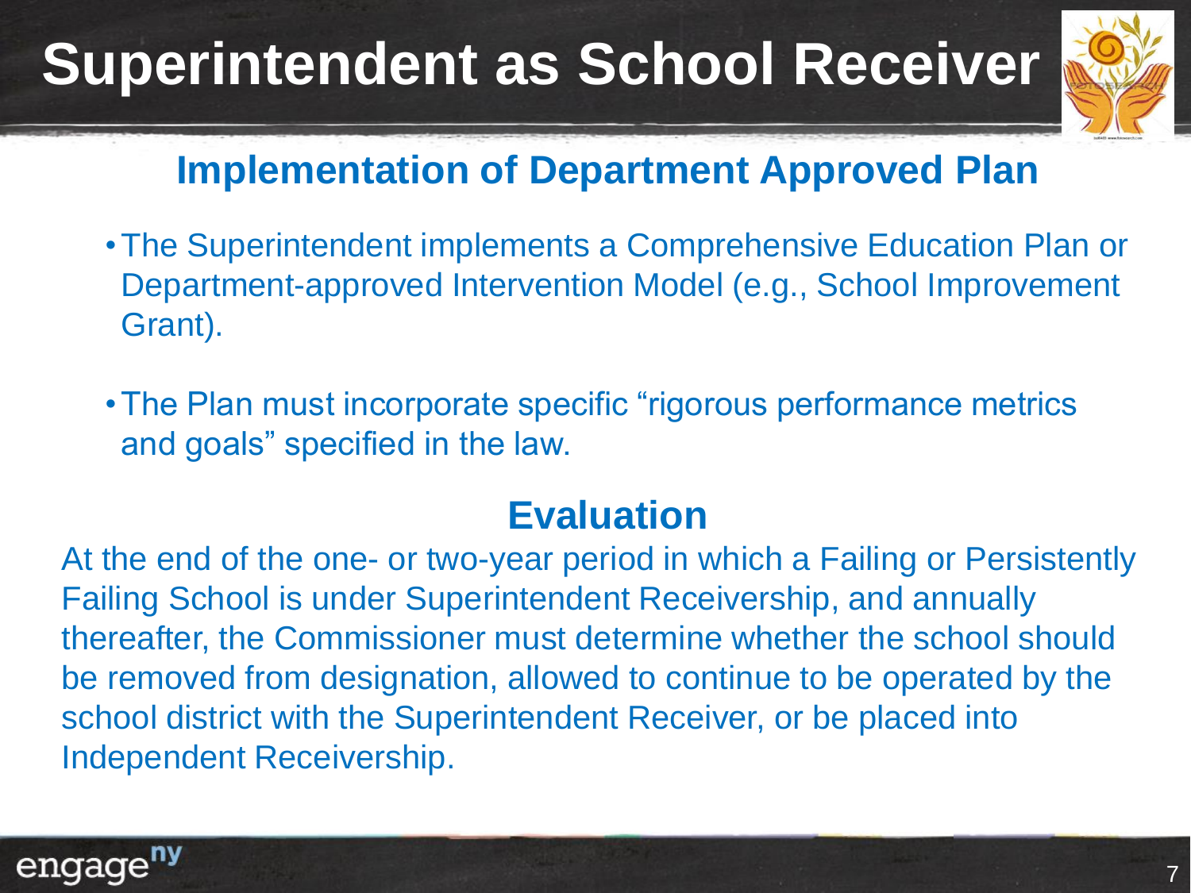# Superintendent as School Receiver

## Implementation of Department Approved Plan

- The Superintendent implements a Comprehensive Education Plan or Department-approved Intervention Model (e.g., School Improvement Grant).
- The Plan must incorporate specific "rigorous performance metrics and goals" specified in the law.

## Evaluation

At the end of the one- or two-year period in which a Failing or Persistently Failing School is under Superintendent Receivership, and annually thereafter, the Commissioner must determine whether the school should be removed from designation, allowed to continue to be operated by the school district with the Superintendent Receiver, or be placed into Independent Receivership.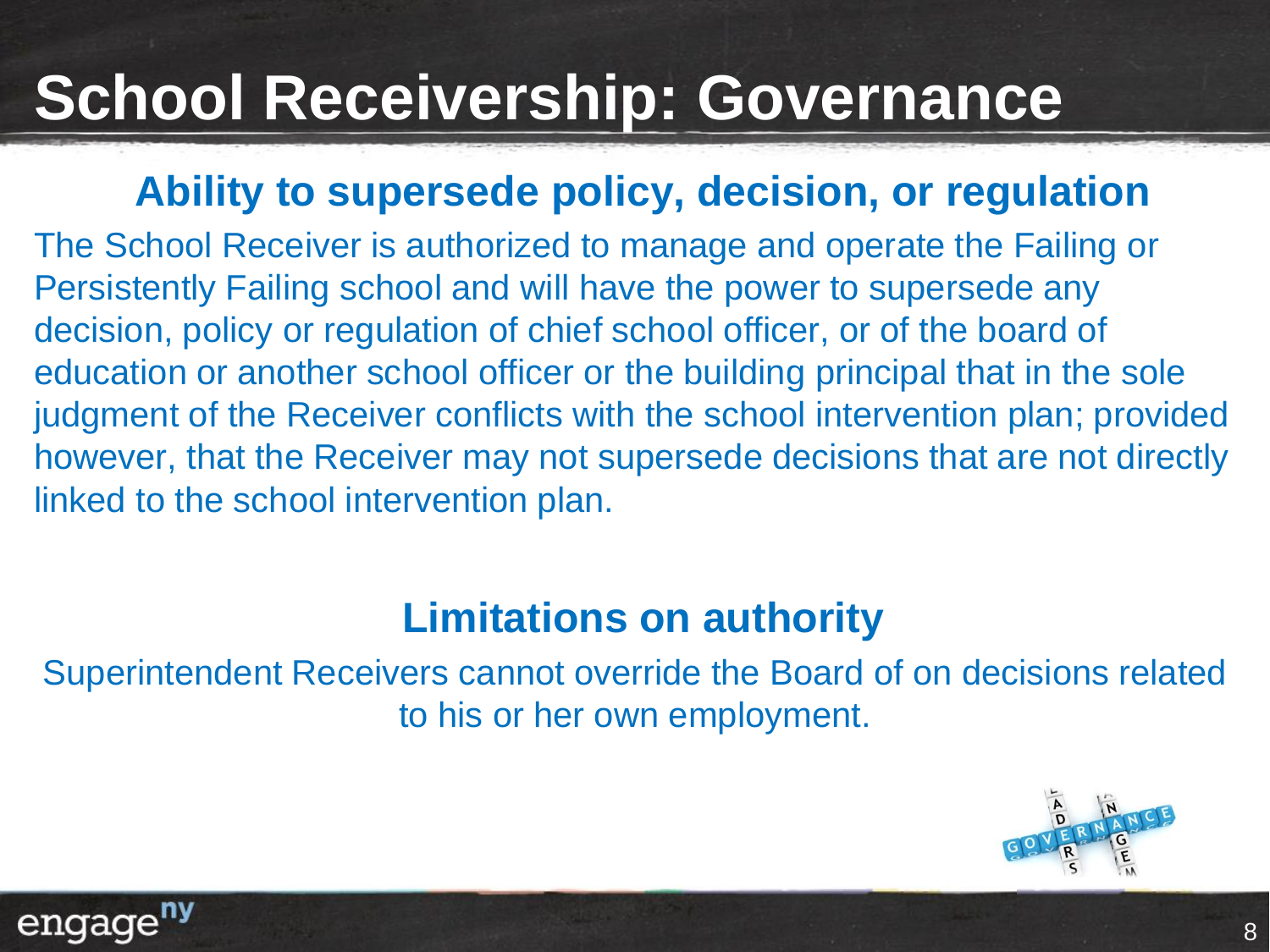# School Receivership: Governance

## Ability to supersede policy, decision, or regulation

The School Receiver is authorized to manage and operate the Failing or Persistently Failing school and will have the power to supersede any decision, policy or regulation of chief school officer, or of the board of education or another school officer or the building principal that in the sole judgment of the Receiver conflicts with the school intervention plan; provided however, that the Receiver may not supersede decisions that are not directly linked to the school intervention plan.

## Limitations on authority

Superintendent Receivers cannot override the Board of on decisions related to his or her own employment.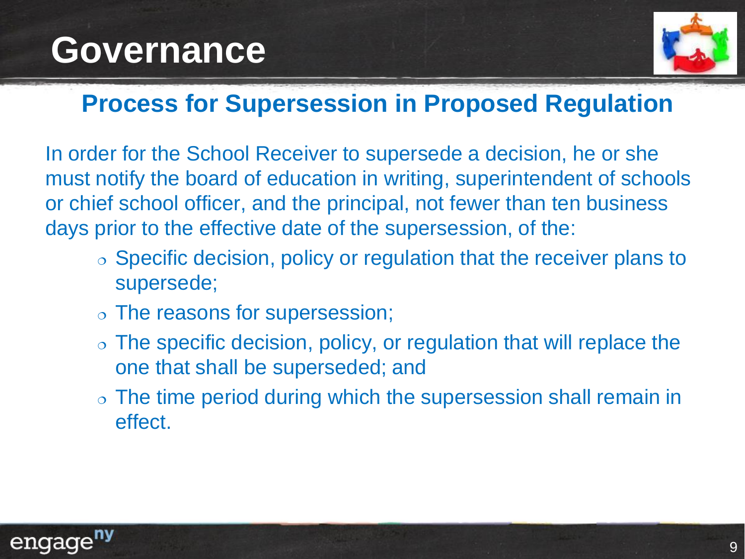# Governance

## Process for Supersession in Proposed Regulation

In order for the School Receiver to supersede a decision, he or she must notify the board of education in writing, superintendent of schools or chief school officer, and the principal, not fewer than ten business days prior to the effective date of the supersession, of the:

- Specific decision, policy or regulation that the receiver plans to supersede;
- The reasons for supersession;
- The specific decision, policy, or regulation that will replace the one that shall be superseded; and
- The time period during which the supersession shall remain in effect.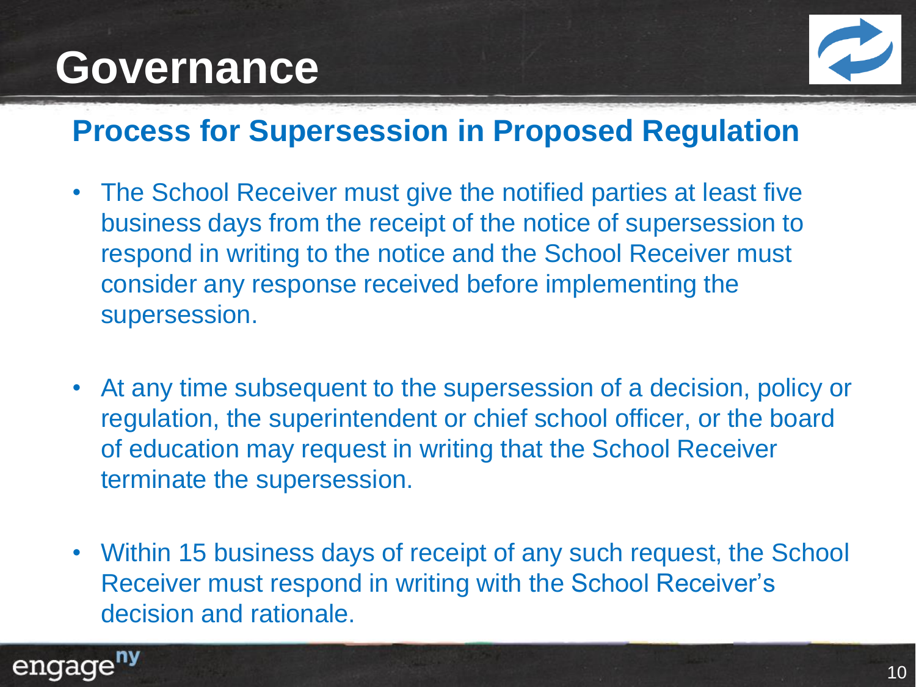# Governance

## Process for Supersession in Proposed Regulation

- The School Receiver must give the notified parties at least five business days from the receipt of the notice of supersession to respond in writing to the notice and the School Receiver must consider any response received before implementing the supersession.
- At any time subsequent to the supersession of a decision, policy or regulation, the superintendent or chief school officer, or the board of education may request in writing that the School Receiver terminate the supersession.
- Within 15 business days of receipt of any such request, the School Receiver must respond in writing with the School Receiver's decision and rationale.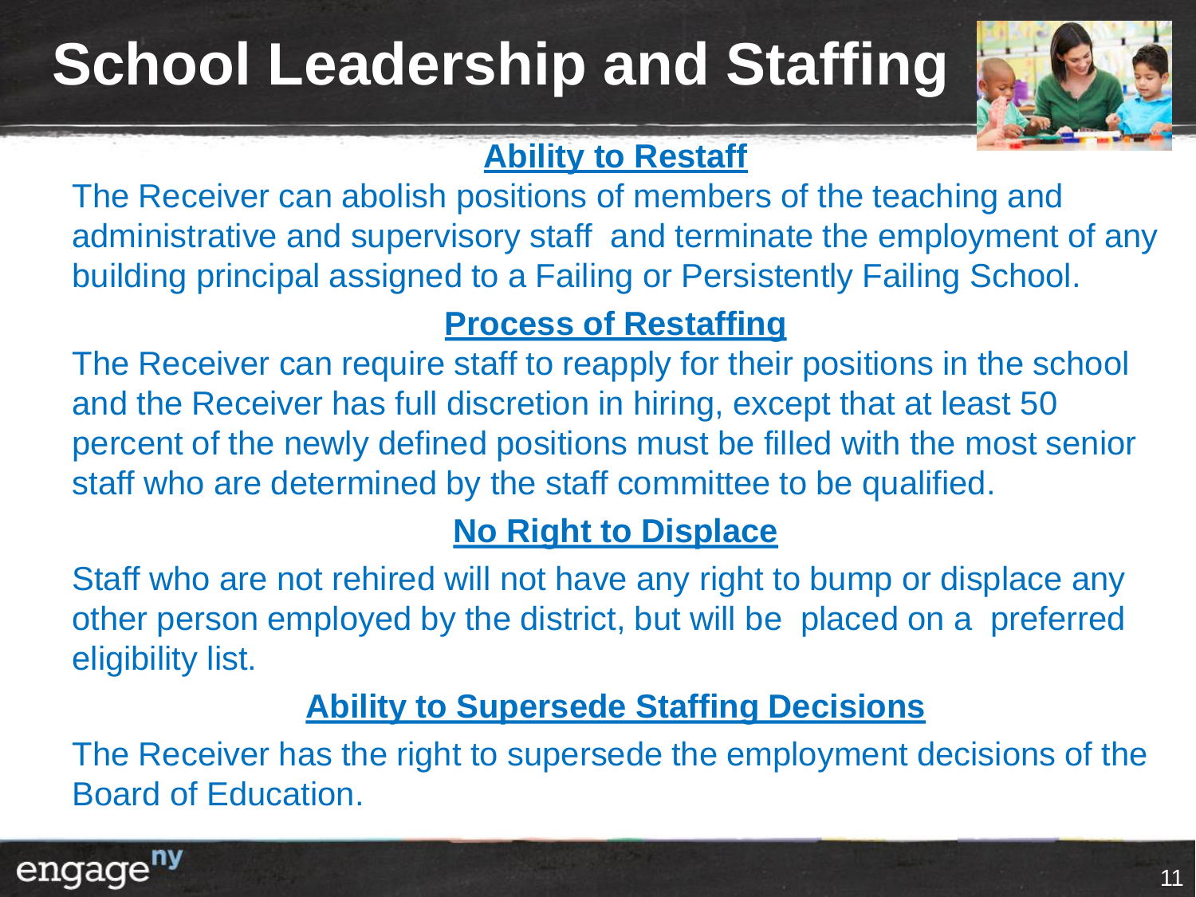# School Leadership and Staffing

## Ability to Restaff

The Receiver can abolish positions of members of the teaching and administrative and supervisory staff and terminate the employment of any building principal assigned to a Failing or Persistently Failing School.

## Process of Restaffing

The Receiver can require staff to reapply for their positions in the school and the Receiver has full discretion in hiring, except that at least 50 percent of the newly defined positions must be filled with the most senior staff who are determined by the staff committee to be qualified.

## No Right to Displace

Staff who are not rehired will not have any right to bump or displace any other person employed by the district, but will be placed on a preferred eligibility list.

## Ability to Supersede Staffing Decisions

The Receiver has the right to supersede the employment decisions of the Board of Education.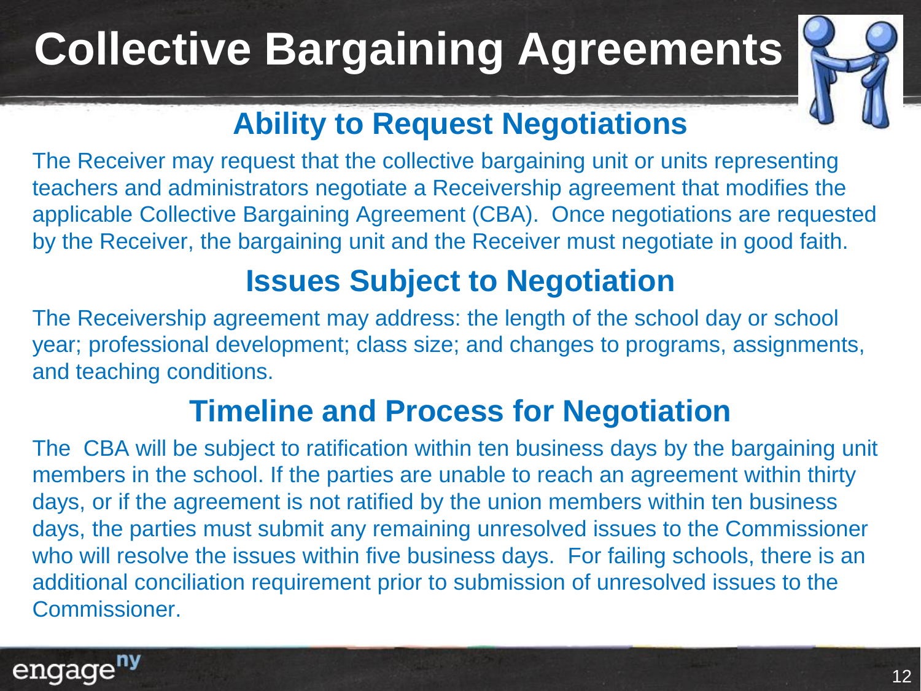# Collective Bargaining Agreements

## Ability to Request Negotiations

The Receiver may request that the collective bargaining unit or units representing teachers and administrators negotiate a Receivership agreement that modifies the applicable Collective Bargaining Agreement (CBA). Once negotiations are requested by the Receiver, the bargaining unit and the Receiver must negotiate in good faith.

## Issues Subject to Negotiation

The Receivership agreement may address: the length of the school day or school year; professional development; class size; and changes to programs, assignments, and teaching conditions.

## Timeline and Process for Negotiation

The CBA will be subject to ratification within ten business days by the bargaining unit members in the school. If the parties are unable to reach an agreement within thirty days, or if the agreement is not ratified by the union members within ten business days, the parties must submit any remaining unresolved issues to the Commissioner who will resolve the issues within five business days. For failing schools, there is an additional conciliation requirement prior to submission of unresolved issues to the Commissioner.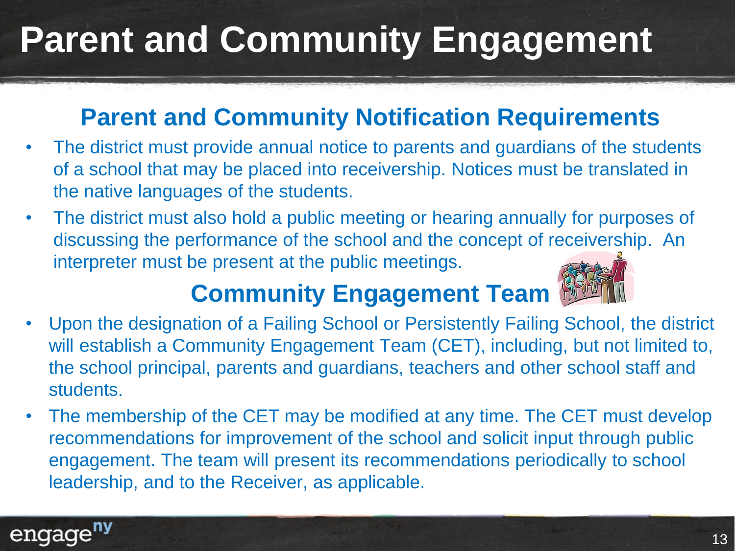# Parent and Community Engagement

## Parent and Community Notification Requirements

- The district must provide annual notice to parents and guardians of the students of a school that may be placed into receivership. Notices must be translated in the native languages of the students.
- The district must also hold a public meeting or hearing annually for purposes of discussing the performance of the school and the concept of receivership. An interpreter must be present at the public meetings.

## Community Engagement Team

- Upon the designation of a Failing School or Persistently Failing School, the district will establish a Community Engagement Team (CET), including, but not limited to, the school principal, parents and guardians, teachers and other school staff and students.
- The membership of the CET may be modified at any time. The CET must develop recommendations for improvement of the school and solicit input through public engagement. The team will present its recommendations periodically to school leadership, and to the Receiver, as applicable.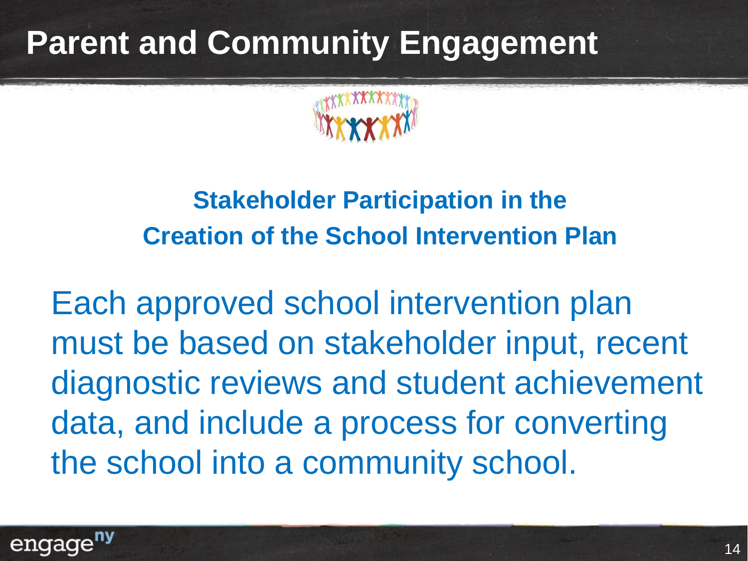# Parent and Community Engagement

## Stakeholder Participation in the Creation of the School Intervention Plan

Each approved school intervention plan must be based on stakeholder input, recent diagnostic reviews and student achievement data, and include a process for converting the school into a community school.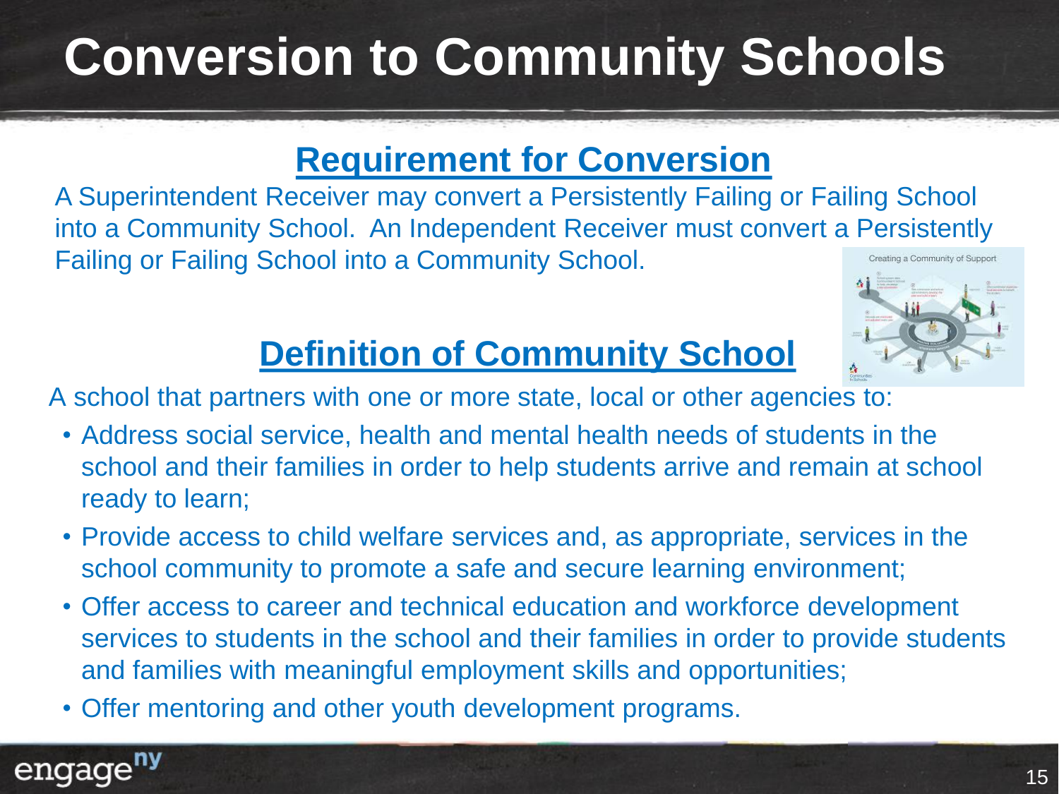# Conversion to Community Schools

## Requirement for Conversion

A Superintendent Receiver may convert a Persistently Failing or Failing School into a Community School. An Independent Receiver must convert a Persistently Failing or Failing School into a Community School.

## Definition of Community School

A school that partners with one or more state, local or other agencies to:

- Address social service, health and mental health needs of students in the school and their families in order to help students arrive and remain at school ready to learn;
- Provide access to child welfare services and, as appropriate, services in the school community to promote a safe and secure learning environment;
- Offer access to career and technical education and workforce development services to students in the school and their families in order to provide students and families with meaningful employment skills and opportunities;
- Offer mentoring and other youth development programs.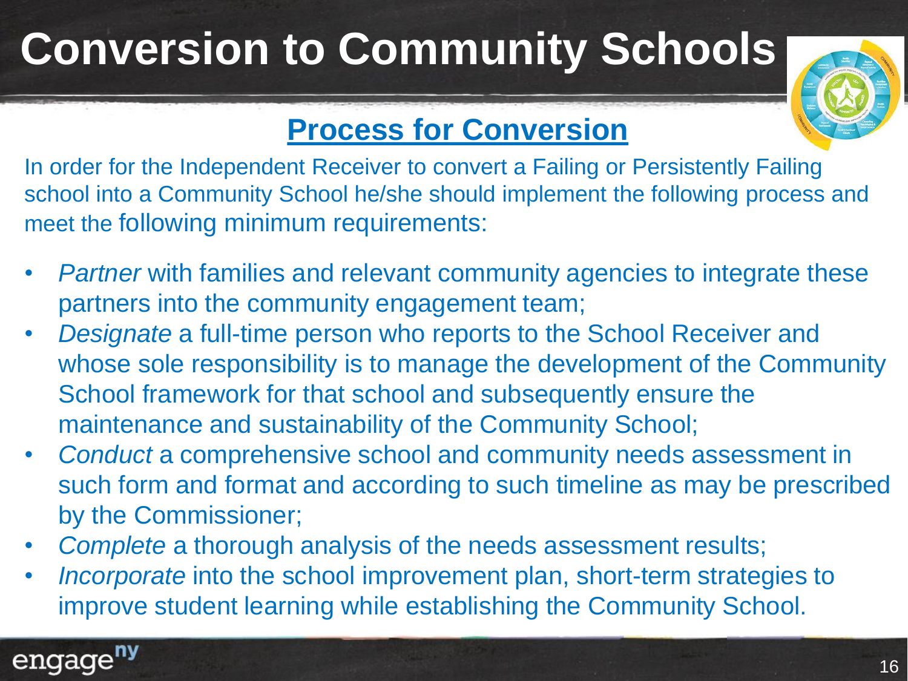# Conversion to Community Schools

## Process for Conversion

In order for the Independent Receiver to convert a Failing or Persistently Failing school into a Community School he/she should implement the following process and meet the following minimum requirements:

- *Partner* with families and relevant community agencies to integrate these partners into the community engagement team;
- *Designate* a full-time person who reports to the School Receiver and whose sole responsibility is to manage the development of the Community School framework for that school and subsequently ensure the maintenance and sustainability of the Community School;
- *Conduct* a comprehensive school and community needs assessment in such form and format and according to such timeline as may be prescribed by the Commissioner;
- *Complete* a thorough analysis of the needs assessment results;
- *Incorporate* into the school improvement plan, short-term strategies to improve student learning while establishing the Community School.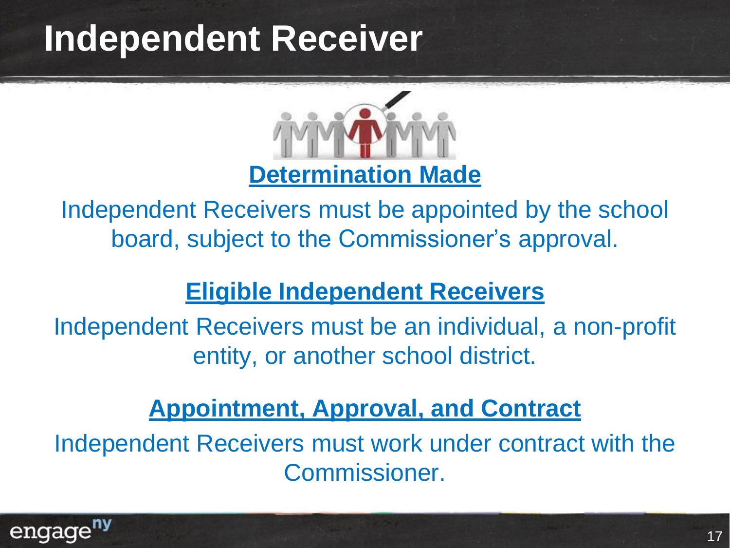# Independent Receiver

## Determination Made

Independent Receivers must be appointed by the school board, subject to the Commissioner's approval.

## Eligible Independent Receivers

Independent Receivers must be an individual, a non-profit entity, or another school district.

## Appointment, Approval, and Contract

Independent Receivers must work under contract with the Commissioner.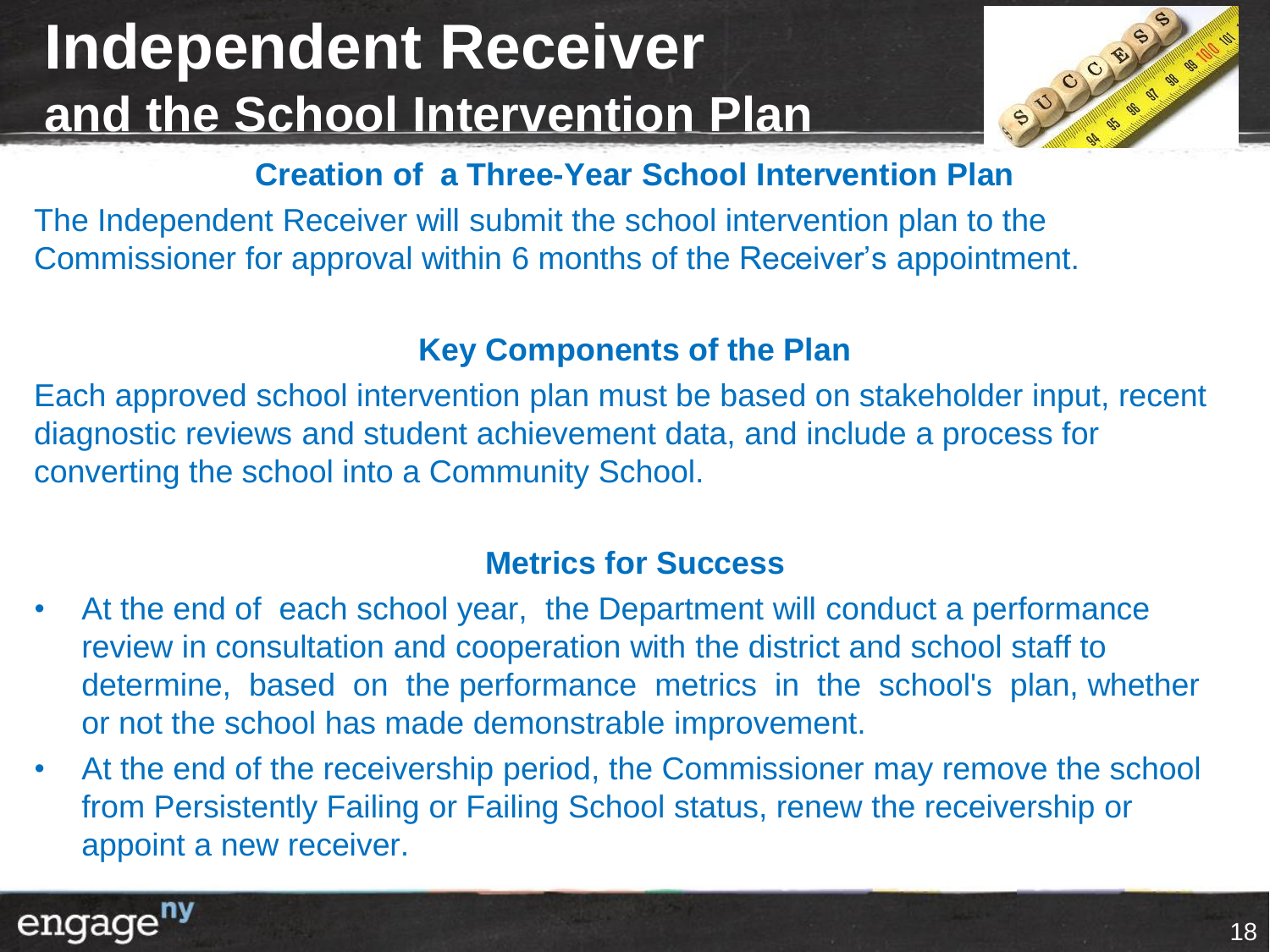# Independent Receiver
## and the School Intervention Plan

### Creation of a Three-Year School Intervention Plan

The Independent Receiver will submit the school intervention plan to the Commissioner for approval within 6 months of the Receiver's appointment.

### Key Components of the Plan

Each approved school intervention plan must be based on stakeholder input, recent diagnostic reviews and student achievement data, and include a process for converting the school into a Community School.

### Metrics for Success

- At the end of each school year, the Department will conduct a performance review in consultation and cooperation with the district and school staff to determine, based on the performance metrics in the school's plan, whether or not the school has made demonstrable improvement.
- At the end of the receivership period, the Commissioner may remove the school from Persistently Failing or Failing School status, renew the receivership or appoint a new receiver.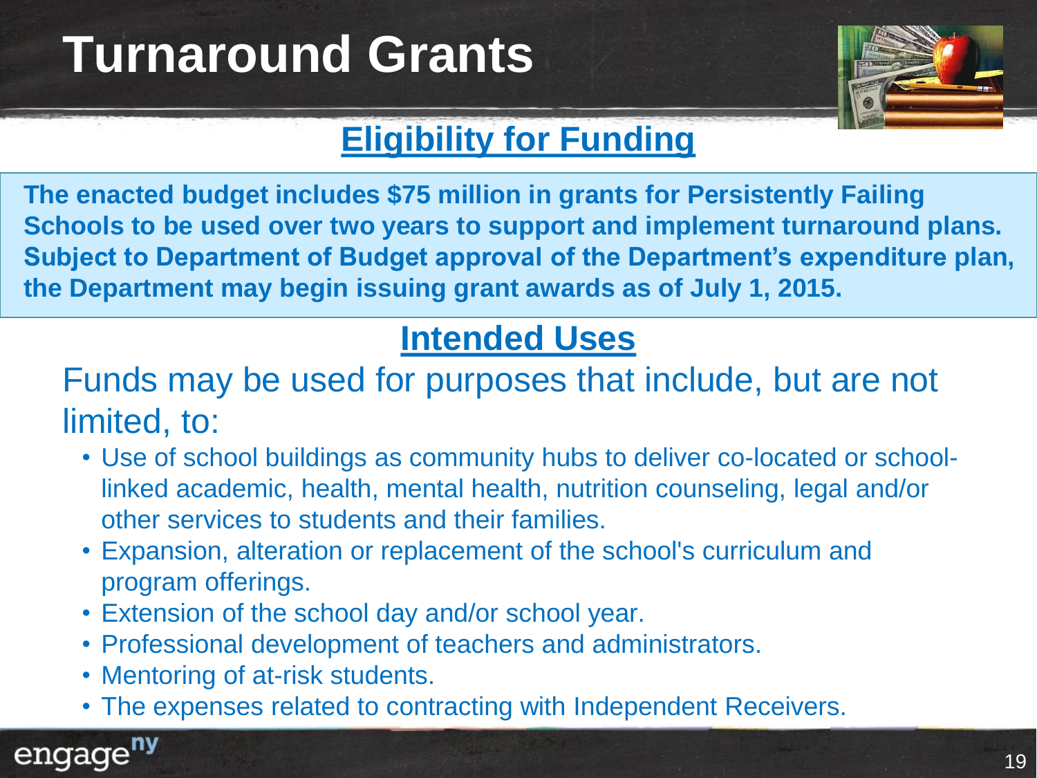# Turnaround Grants

## Eligibility for Funding

**The enacted budget includes $75 million in grants for Persistently Failing Schools to be used over two years to support and implement turnaround plans. Subject to Department of Budget approval of the Department's expenditure plan, the Department may begin issuing grant awards as of July 1, 2015.**

## Intended Uses

Funds may be used for purposes that include, but are not limited, to:

- Use of school buildings as community hubs to deliver co-located or school-linked academic, health, mental health, nutrition counseling, legal and/or other services to students and their families.
- Expansion, alteration or replacement of the school's curriculum and program offerings.
- Extension of the school day and/or school year.
- Professional development of teachers and administrators.
- Mentoring of at-risk students.
- The expenses related to contracting with Independent Receivers.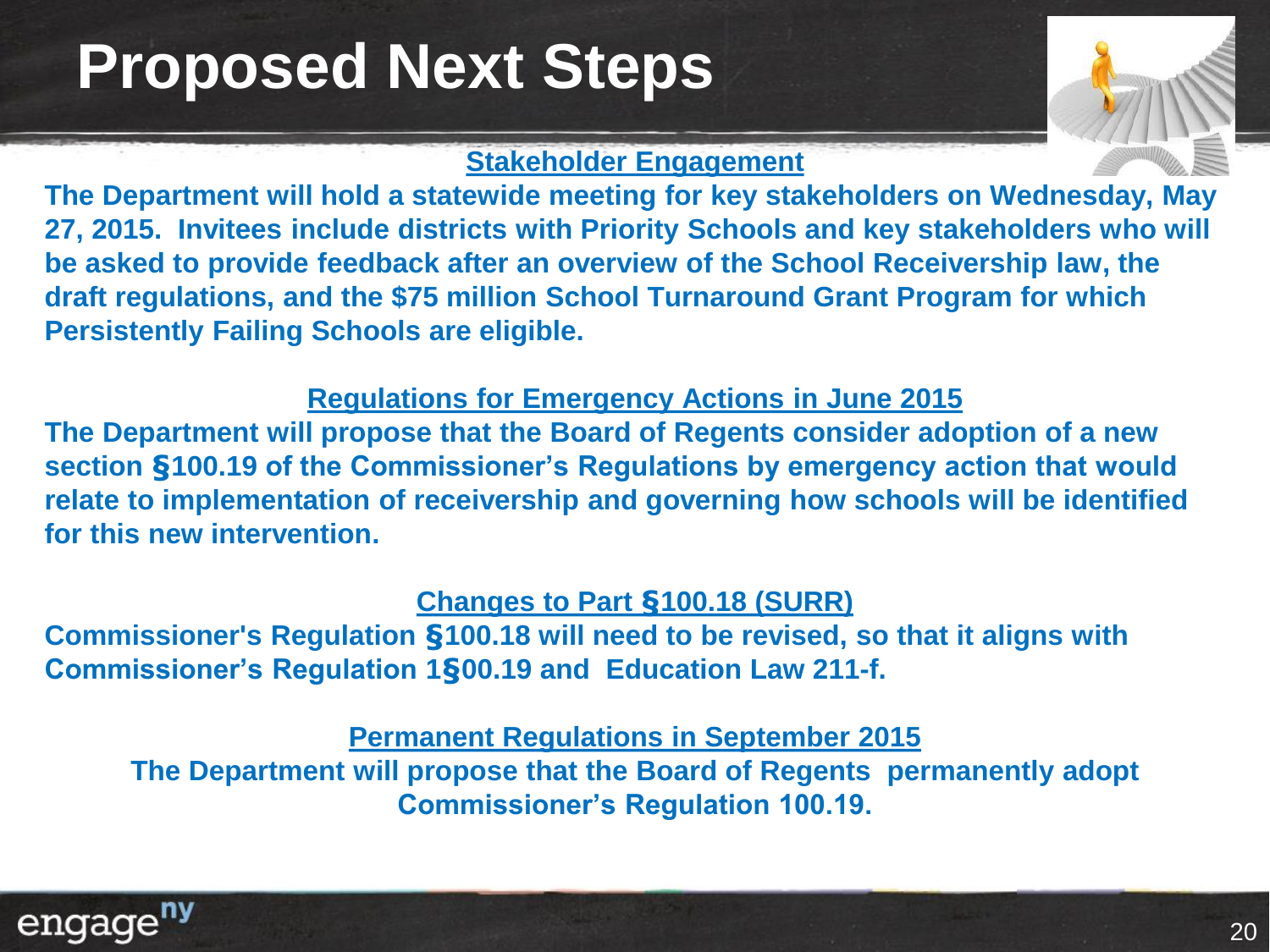# Proposed Next Steps

**Stakeholder Engagement**

**The Department will hold a statewide meeting for key stakeholders on Wednesday, May 27, 2015. Invitees include districts with Priority Schools and key stakeholders who will be asked to provide feedback after an overview of the School Receivership law, the draft regulations, and the $75 million School Turnaround Grant Program for which Persistently Failing Schools are eligible.**

**Regulations for Emergency Actions in June 2015**

**The Department will propose that the Board of Regents consider adoption of a new section §100.19 of the Commissioner's Regulations by emergency action that would relate to implementation of receivership and governing how schools will be identified for this new intervention.**

**Changes to Part §100.18 (SURR)**

**Commissioner's Regulation §100.18 will need to be revised, so that it aligns with Commissioner's Regulation 1§00.19 and Education Law 211-f.**

**Permanent Regulations in September 2015**

**The Department will propose that the Board of Regents permanently adopt Commissioner's Regulation 100.19.**

engage[ny]